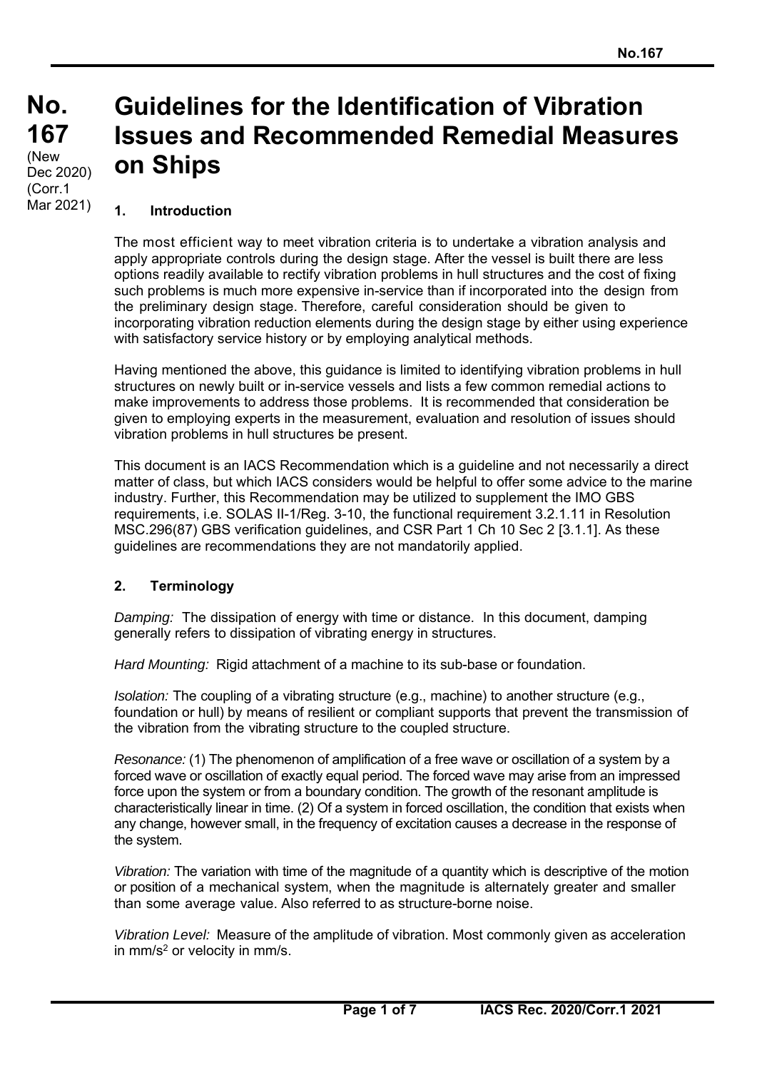**No. 167**
(New Dec 2020)
(Corr.1 Mar 2021)

# Guidelines for the Identification of Vibration Issues and Recommended Remedial Measures on Ships

## 1. Introduction

The most efficient way to meet vibration criteria is to undertake a vibration analysis and apply appropriate controls during the design stage. After the vessel is built there are less options readily available to rectify vibration problems in hull structures and the cost of fixing such problems is much more expensive in-service than if incorporated into the design from the preliminary design stage. Therefore, careful consideration should be given to incorporating vibration reduction elements during the design stage by either using experience with satisfactory service history or by employing analytical methods.

Having mentioned the above, this guidance is limited to identifying vibration problems in hull structures on newly built or in-service vessels and lists a few common remedial actions to make improvements to address those problems. It is recommended that consideration be given to employing experts in the measurement, evaluation and resolution of issues should vibration problems in hull structures be present.

This document is an IACS Recommendation which is a guideline and not necessarily a direct matter of class, but which IACS considers would be helpful to offer some advice to the marine industry. Further, this Recommendation may be utilized to supplement the IMO GBS requirements, i.e. SOLAS II-1/Reg. 3-10, the functional requirement 3.2.1.11 in Resolution MSC.296(87) GBS verification guidelines, and CSR Part 1 Ch 10 Sec 2 [3.1.1]. As these guidelines are recommendations they are not mandatorily applied.

## 2. Terminology

*Damping:* The dissipation of energy with time or distance. In this document, damping generally refers to dissipation of vibrating energy in structures.

*Hard Mounting:* Rigid attachment of a machine to its sub-base or foundation.

*Isolation:* The coupling of a vibrating structure (e.g., machine) to another structure (e.g., foundation or hull) by means of resilient or compliant supports that prevent the transmission of the vibration from the vibrating structure to the coupled structure.

*Resonance:* (1) The phenomenon of amplification of a free wave or oscillation of a system by a forced wave or oscillation of exactly equal period. The forced wave may arise from an impressed force upon the system or from a boundary condition. The growth of the resonant amplitude is characteristically linear in time. (2) Of a system in forced oscillation, the condition that exists when any change, however small, in the frequency of excitation causes a decrease in the response of the system.

*Vibration:* The variation with time of the magnitude of a quantity which is descriptive of the motion or position of a mechanical system, when the magnitude is alternately greater and smaller than some average value. Also referred to as structure-borne noise.

*Vibration Level:* Measure of the amplitude of vibration. Most commonly given as acceleration in $mm/s^2$ or velocity in mm/s.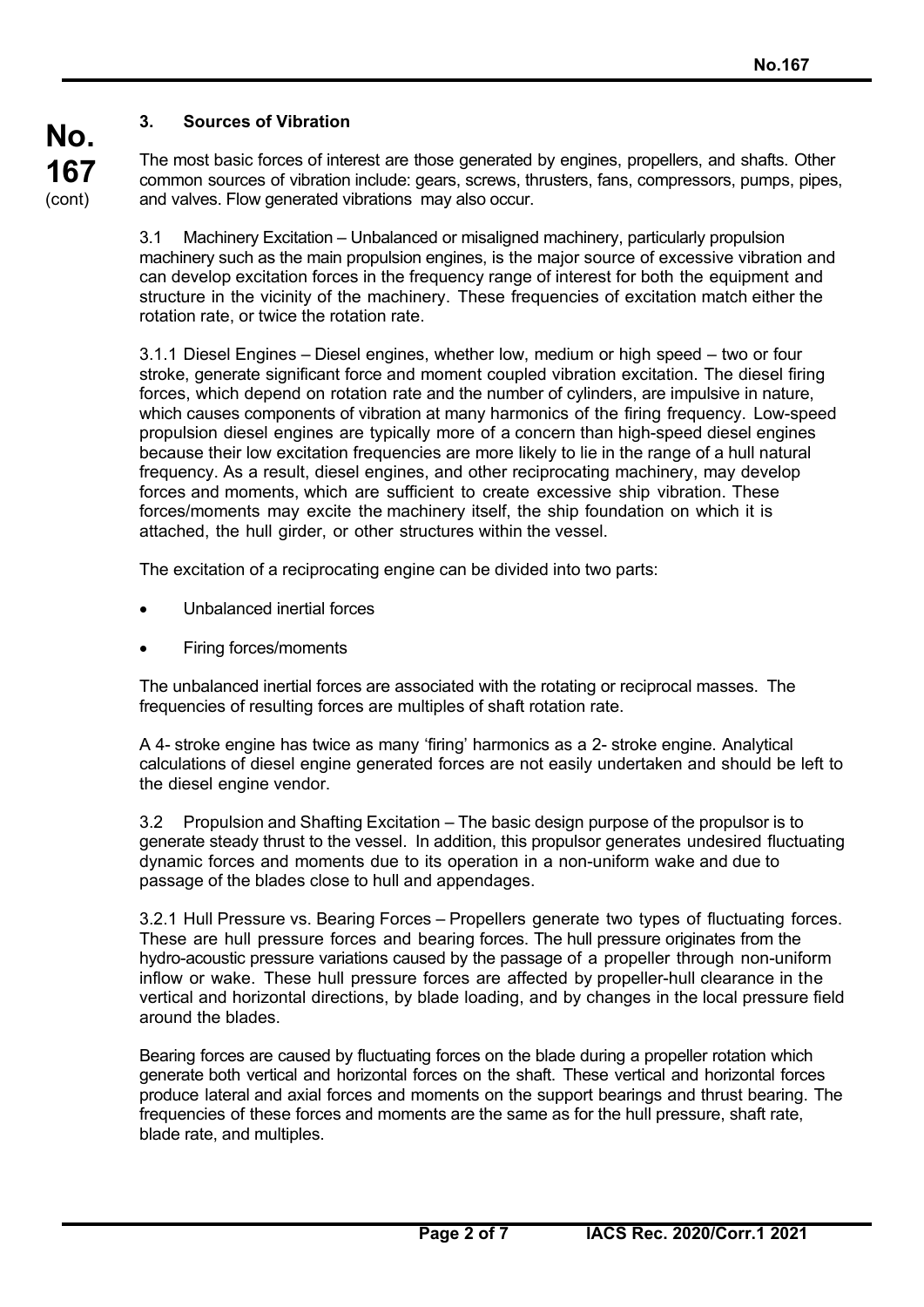## 3. Sources of Vibration

The most basic forces of interest are those generated by engines, propellers, and shafts. Other common sources of vibration include: gears, screws, thrusters, fans, compressors, pumps, pipes, and valves. Flow generated vibrations may also occur.

3.1 Machinery Excitation – Unbalanced or misaligned machinery, particularly propulsion machinery such as the main propulsion engines, is the major source of excessive vibration and can develop excitation forces in the frequency range of interest for both the equipment and structure in the vicinity of the machinery. These frequencies of excitation match either the rotation rate, or twice the rotation rate.

3.1.1 Diesel Engines – Diesel engines, whether low, medium or high speed – two or four stroke, generate significant force and moment coupled vibration excitation. The diesel firing forces, which depend on rotation rate and the number of cylinders, are impulsive in nature, which causes components of vibration at many harmonics of the firing frequency. Low-speed propulsion diesel engines are typically more of a concern than high-speed diesel engines because their low excitation frequencies are more likely to lie in the range of a hull natural frequency. As a result, diesel engines, and other reciprocating machinery, may develop forces and moments, which are sufficient to create excessive ship vibration. These forces/moments may excite the machinery itself, the ship foundation on which it is attached, the hull girder, or other structures within the vessel.

The excitation of a reciprocating engine can be divided into two parts:

- Unbalanced inertial forces
- Firing forces/moments

The unbalanced inertial forces are associated with the rotating or reciprocal masses. The frequencies of resulting forces are multiples of shaft rotation rate.

A 4- stroke engine has twice as many 'firing' harmonics as a 2- stroke engine. Analytical calculations of diesel engine generated forces are not easily undertaken and should be left to the diesel engine vendor.

3.2 Propulsion and Shafting Excitation – The basic design purpose of the propulsor is to generate steady thrust to the vessel. In addition, this propulsor generates undesired fluctuating dynamic forces and moments due to its operation in a non-uniform wake and due to passage of the blades close to hull and appendages.

3.2.1 Hull Pressure vs. Bearing Forces – Propellers generate two types of fluctuating forces. These are hull pressure forces and bearing forces. The hull pressure originates from the hydro-acoustic pressure variations caused by the passage of a propeller through non-uniform inflow or wake. These hull pressure forces are affected by propeller-hull clearance in the vertical and horizontal directions, by blade loading, and by changes in the local pressure field around the blades.

Bearing forces are caused by fluctuating forces on the blade during a propeller rotation which generate both vertical and horizontal forces on the shaft. These vertical and horizontal forces produce lateral and axial forces and moments on the support bearings and thrust bearing. The frequencies of these forces and moments are the same as for the hull pressure, shaft rate, blade rate, and multiples.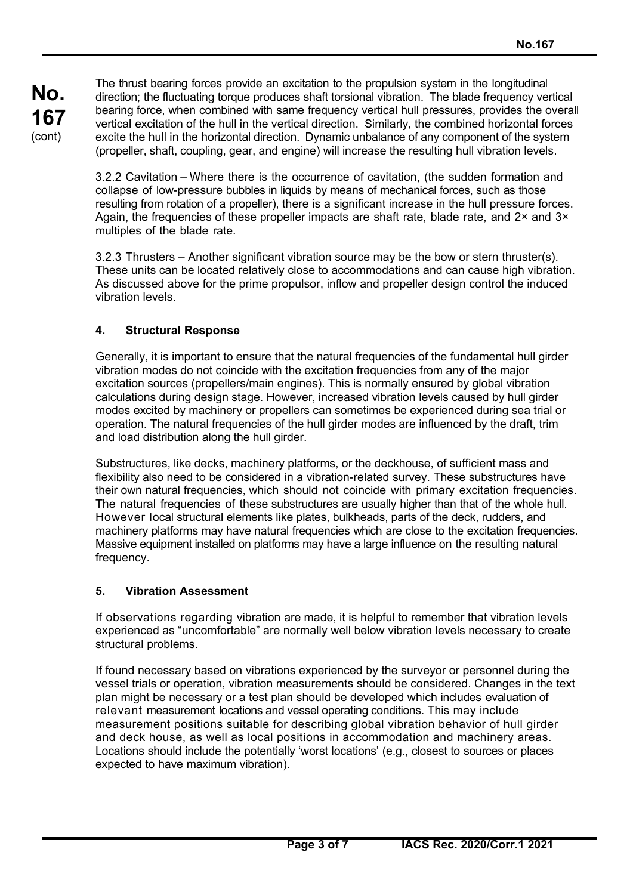The thrust bearing forces provide an excitation to the propulsion system in the longitudinal direction; the fluctuating torque produces shaft torsional vibration. The blade frequency vertical bearing force, when combined with same frequency vertical hull pressures, provides the overall vertical excitation of the hull in the vertical direction. Similarly, the combined horizontal forces excite the hull in the horizontal direction. Dynamic unbalance of any component of the system (propeller, shaft, coupling, gear, and engine) will increase the resulting hull vibration levels.

3.2.2 Cavitation – Where there is the occurrence of cavitation, (the sudden formation and collapse of low-pressure bubbles in liquids by means of mechanical forces, such as those resulting from rotation of a propeller), there is a significant increase in the hull pressure forces. Again, the frequencies of these propeller impacts are shaft rate, blade rate, and 2× and 3× multiples of the blade rate.

3.2.3 Thrusters – Another significant vibration source may be the bow or stern thruster(s). These units can be located relatively close to accommodations and can cause high vibration. As discussed above for the prime propulsor, inflow and propeller design control the induced vibration levels.

## 4. Structural Response

Generally, it is important to ensure that the natural frequencies of the fundamental hull girder vibration modes do not coincide with the excitation frequencies from any of the major excitation sources (propellers/main engines). This is normally ensured by global vibration calculations during design stage. However, increased vibration levels caused by hull girder modes excited by machinery or propellers can sometimes be experienced during sea trial or operation. The natural frequencies of the hull girder modes are influenced by the draft, trim and load distribution along the hull girder.

Substructures, like decks, machinery platforms, or the deckhouse, of sufficient mass and flexibility also need to be considered in a vibration-related survey. These substructures have their own natural frequencies, which should not coincide with primary excitation frequencies. The natural frequencies of these substructures are usually higher than that of the whole hull. However local structural elements like plates, bulkheads, parts of the deck, rudders, and machinery platforms may have natural frequencies which are close to the excitation frequencies. Massive equipment installed on platforms may have a large influence on the resulting natural frequency.

## 5. Vibration Assessment

If observations regarding vibration are made, it is helpful to remember that vibration levels experienced as "uncomfortable" are normally well below vibration levels necessary to create structural problems.

If found necessary based on vibrations experienced by the surveyor or personnel during the vessel trials or operation, vibration measurements should be considered. Changes in the text plan might be necessary or a test plan should be developed which includes evaluation of relevant measurement locations and vessel operating conditions. This may include measurement positions suitable for describing global vibration behavior of hull girder and deck house, as well as local positions in accommodation and machinery areas. Locations should include the potentially 'worst locations' (e.g., closest to sources or places expected to have maximum vibration).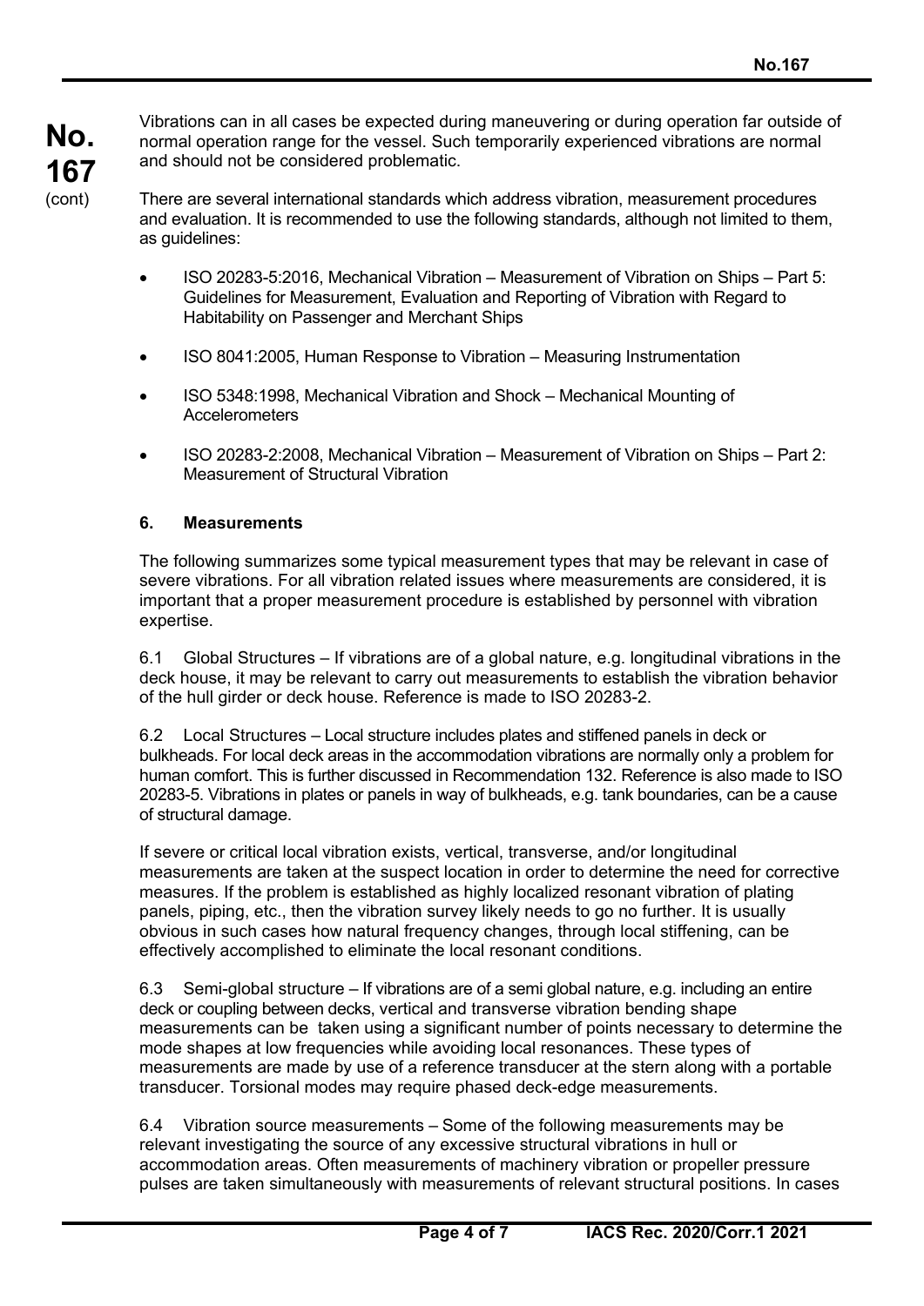Vibrations can in all cases be expected during maneuvering or during operation far outside of normal operation range for the vessel. Such temporarily experienced vibrations are normal and should not be considered problematic.

There are several international standards which address vibration, measurement procedures and evaluation. It is recommended to use the following standards, although not limited to them, as guidelines:

- ISO 20283-5:2016, Mechanical Vibration – Measurement of Vibration on Ships – Part 5: Guidelines for Measurement, Evaluation and Reporting of Vibration with Regard to Habitability on Passenger and Merchant Ships
- ISO 8041:2005, Human Response to Vibration – Measuring Instrumentation
- ISO 5348:1998, Mechanical Vibration and Shock – Mechanical Mounting of Accelerometers
- ISO 20283-2:2008, Mechanical Vibration – Measurement of Vibration on Ships – Part 2: Measurement of Structural Vibration

## 6. Measurements

The following summarizes some typical measurement types that may be relevant in case of severe vibrations. For all vibration related issues where measurements are considered, it is important that a proper measurement procedure is established by personnel with vibration expertise.

6.1 Global Structures – If vibrations are of a global nature, e.g. longitudinal vibrations in the deck house, it may be relevant to carry out measurements to establish the vibration behavior of the hull girder or deck house. Reference is made to ISO 20283-2.

6.2 Local Structures – Local structure includes plates and stiffened panels in deck or bulkheads. For local deck areas in the accommodation vibrations are normally only a problem for human comfort. This is further discussed in Recommendation 132. Reference is also made to ISO 20283-5. Vibrations in plates or panels in way of bulkheads, e.g. tank boundaries, can be a cause of structural damage.

If severe or critical local vibration exists, vertical, transverse, and/or longitudinal measurements are taken at the suspect location in order to determine the need for corrective measures. If the problem is established as highly localized resonant vibration of plating panels, piping, etc., then the vibration survey likely needs to go no further. It is usually obvious in such cases how natural frequency changes, through local stiffening, can be effectively accomplished to eliminate the local resonant conditions.

6.3 Semi-global structure – If vibrations are of a semi global nature, e.g. including an entire deck or coupling between decks, vertical and transverse vibration bending shape measurements can be taken using a significant number of points necessary to determine the mode shapes at low frequencies while avoiding local resonances. These types of measurements are made by use of a reference transducer at the stern along with a portable transducer. Torsional modes may require phased deck-edge measurements.

6.4 Vibration source measurements – Some of the following measurements may be relevant investigating the source of any excessive structural vibrations in hull or accommodation areas. Often measurements of machinery vibration or propeller pressure pulses are taken simultaneously with measurements of relevant structural positions. In cases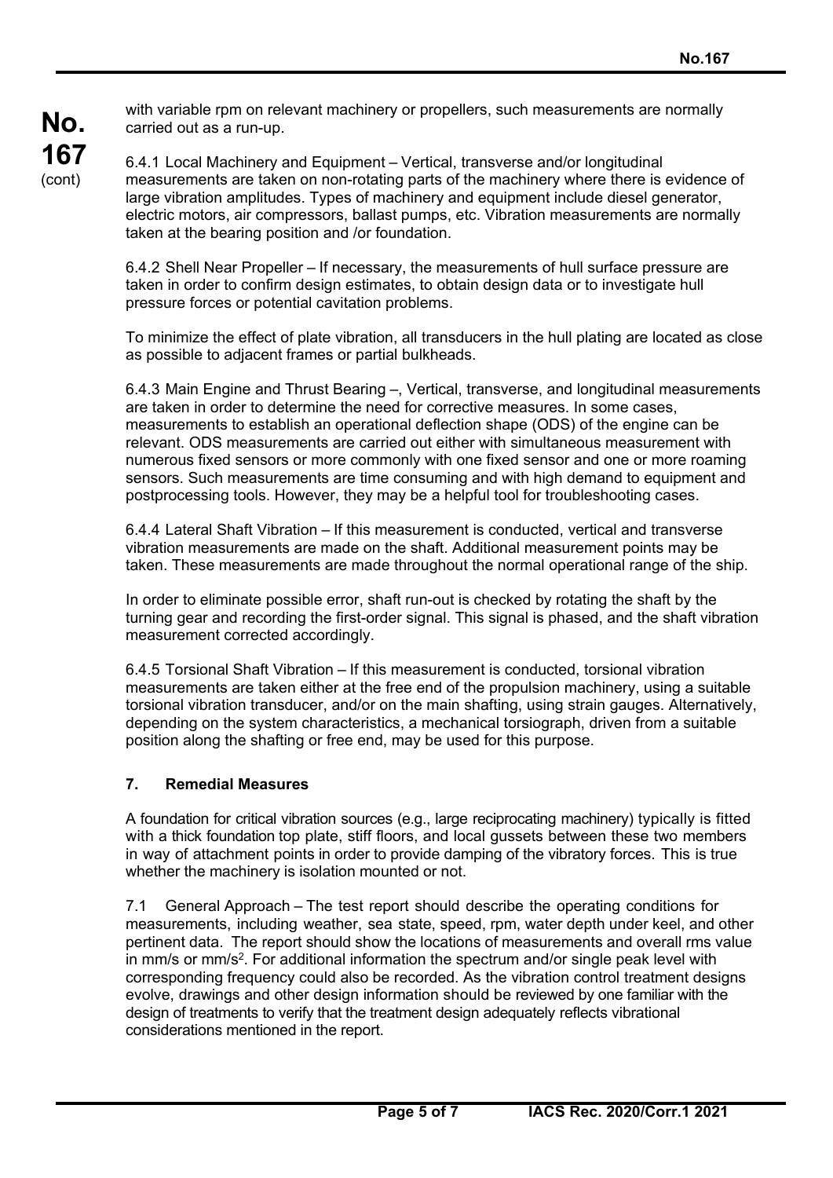with variable rpm on relevant machinery or propellers, such measurements are normally carried out as a run-up.

6.4.1 Local Machinery and Equipment – Vertical, transverse and/or longitudinal measurements are taken on non-rotating parts of the machinery where there is evidence of large vibration amplitudes. Types of machinery and equipment include diesel generator, electric motors, air compressors, ballast pumps, etc. Vibration measurements are normally taken at the bearing position and /or foundation.

6.4.2 Shell Near Propeller – If necessary, the measurements of hull surface pressure are taken in order to confirm design estimates, to obtain design data or to investigate hull pressure forces or potential cavitation problems.

To minimize the effect of plate vibration, all transducers in the hull plating are located as close as possible to adjacent frames or partial bulkheads.

6.4.3 Main Engine and Thrust Bearing –, Vertical, transverse, and longitudinal measurements are taken in order to determine the need for corrective measures. In some cases, measurements to establish an operational deflection shape (ODS) of the engine can be relevant. ODS measurements are carried out either with simultaneous measurement with numerous fixed sensors or more commonly with one fixed sensor and one or more roaming sensors. Such measurements are time consuming and with high demand to equipment and postprocessing tools. However, they may be a helpful tool for troubleshooting cases.

6.4.4 Lateral Shaft Vibration – If this measurement is conducted, vertical and transverse vibration measurements are made on the shaft. Additional measurement points may be taken. These measurements are made throughout the normal operational range of the ship.

In order to eliminate possible error, shaft run-out is checked by rotating the shaft by the turning gear and recording the first-order signal. This signal is phased, and the shaft vibration measurement corrected accordingly.

6.4.5 Torsional Shaft Vibration – If this measurement is conducted, torsional vibration measurements are taken either at the free end of the propulsion machinery, using a suitable torsional vibration transducer, and/or on the main shafting, using strain gauges. Alternatively, depending on the system characteristics, a mechanical torsiograph, driven from a suitable position along the shafting or free end, may be used for this purpose.

## 7. Remedial Measures

A foundation for critical vibration sources (e.g., large reciprocating machinery) typically is fitted with a thick foundation top plate, stiff floors, and local gussets between these two members in way of attachment points in order to provide damping of the vibratory forces. This is true whether the machinery is isolation mounted or not.

7.1 General Approach – The test report should describe the operating conditions for measurements, including weather, sea state, speed, rpm, water depth under keel, and other pertinent data. The report should show the locations of measurements and overall rms value in mm/s or mm/s$^2$. For additional information the spectrum and/or single peak level with corresponding frequency could also be recorded. As the vibration control treatment designs evolve, drawings and other design information should be reviewed by one familiar with the design of treatments to verify that the treatment design adequately reflects vibrational considerations mentioned in the report.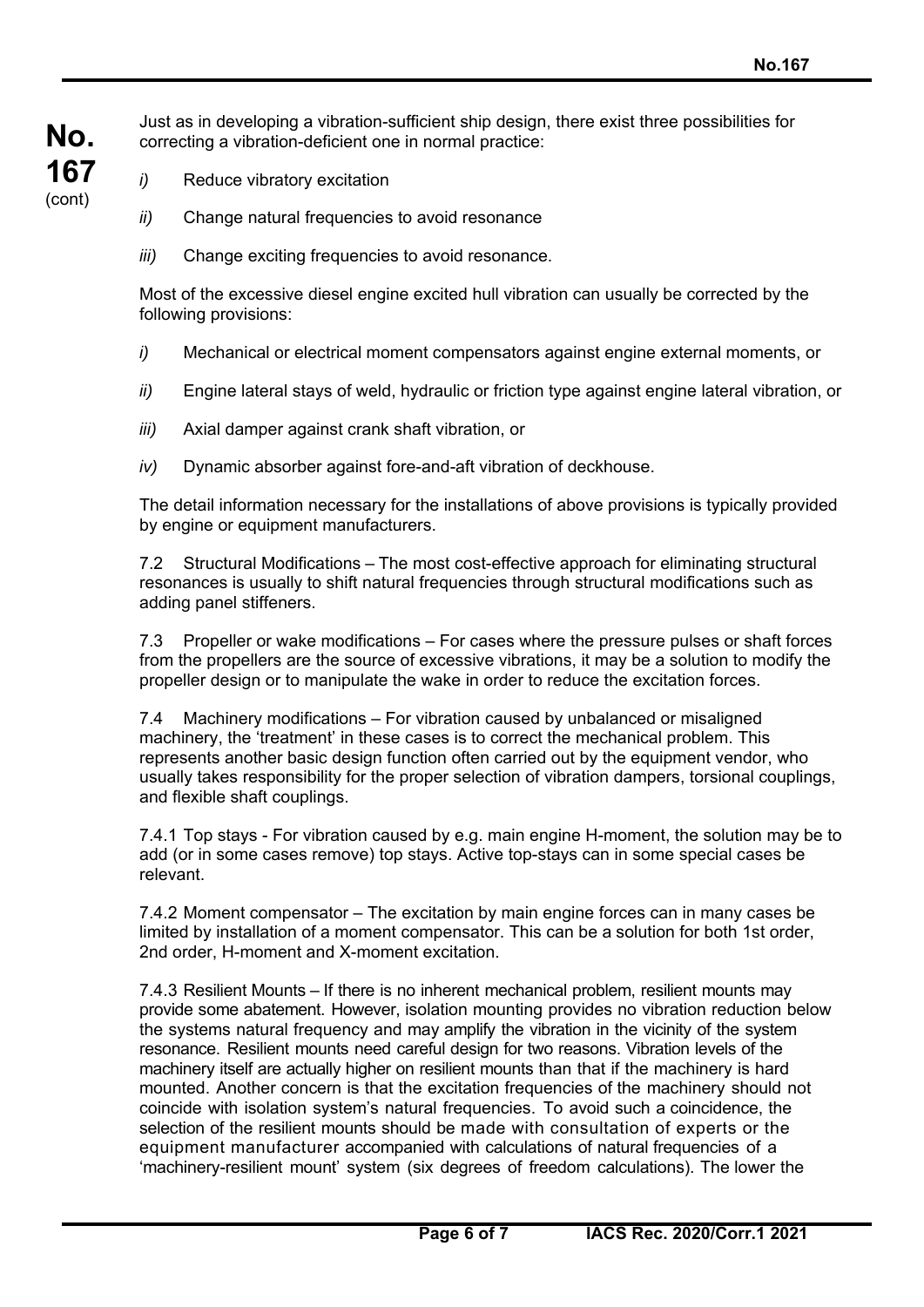Just as in developing a vibration-sufficient ship design, there exist three possibilities for correcting a vibration-deficient one in normal practice:

*i)* Reduce vibratory excitation

*ii)* Change natural frequencies to avoid resonance

*iii)* Change exciting frequencies to avoid resonance.

Most of the excessive diesel engine excited hull vibration can usually be corrected by the following provisions:

*i)* Mechanical or electrical moment compensators against engine external moments, or

*ii)* Engine lateral stays of weld, hydraulic or friction type against engine lateral vibration, or

*iii)* Axial damper against crank shaft vibration, or

*iv)* Dynamic absorber against fore-and-aft vibration of deckhouse.

The detail information necessary for the installations of above provisions is typically provided by engine or equipment manufacturers.

7.2 Structural Modifications – The most cost-effective approach for eliminating structural resonances is usually to shift natural frequencies through structural modifications such as adding panel stiffeners.

7.3 Propeller or wake modifications – For cases where the pressure pulses or shaft forces from the propellers are the source of excessive vibrations, it may be a solution to modify the propeller design or to manipulate the wake in order to reduce the excitation forces.

7.4 Machinery modifications – For vibration caused by unbalanced or misaligned machinery, the 'treatment' in these cases is to correct the mechanical problem. This represents another basic design function often carried out by the equipment vendor, who usually takes responsibility for the proper selection of vibration dampers, torsional couplings, and flexible shaft couplings.

7.4.1 Top stays - For vibration caused by e.g. main engine H-moment, the solution may be to add (or in some cases remove) top stays. Active top-stays can in some special cases be relevant.

7.4.2 Moment compensator – The excitation by main engine forces can in many cases be limited by installation of a moment compensator. This can be a solution for both 1st order, 2nd order, H-moment and X-moment excitation.

7.4.3 Resilient Mounts – If there is no inherent mechanical problem, resilient mounts may provide some abatement. However, isolation mounting provides no vibration reduction below the systems natural frequency and may amplify the vibration in the vicinity of the system resonance. Resilient mounts need careful design for two reasons. Vibration levels of the machinery itself are actually higher on resilient mounts than that if the machinery is hard mounted. Another concern is that the excitation frequencies of the machinery should not coincide with isolation system's natural frequencies. To avoid such a coincidence, the selection of the resilient mounts should be made with consultation of experts or the equipment manufacturer accompanied with calculations of natural frequencies of a 'machinery-resilient mount' system (six degrees of freedom calculations). The lower the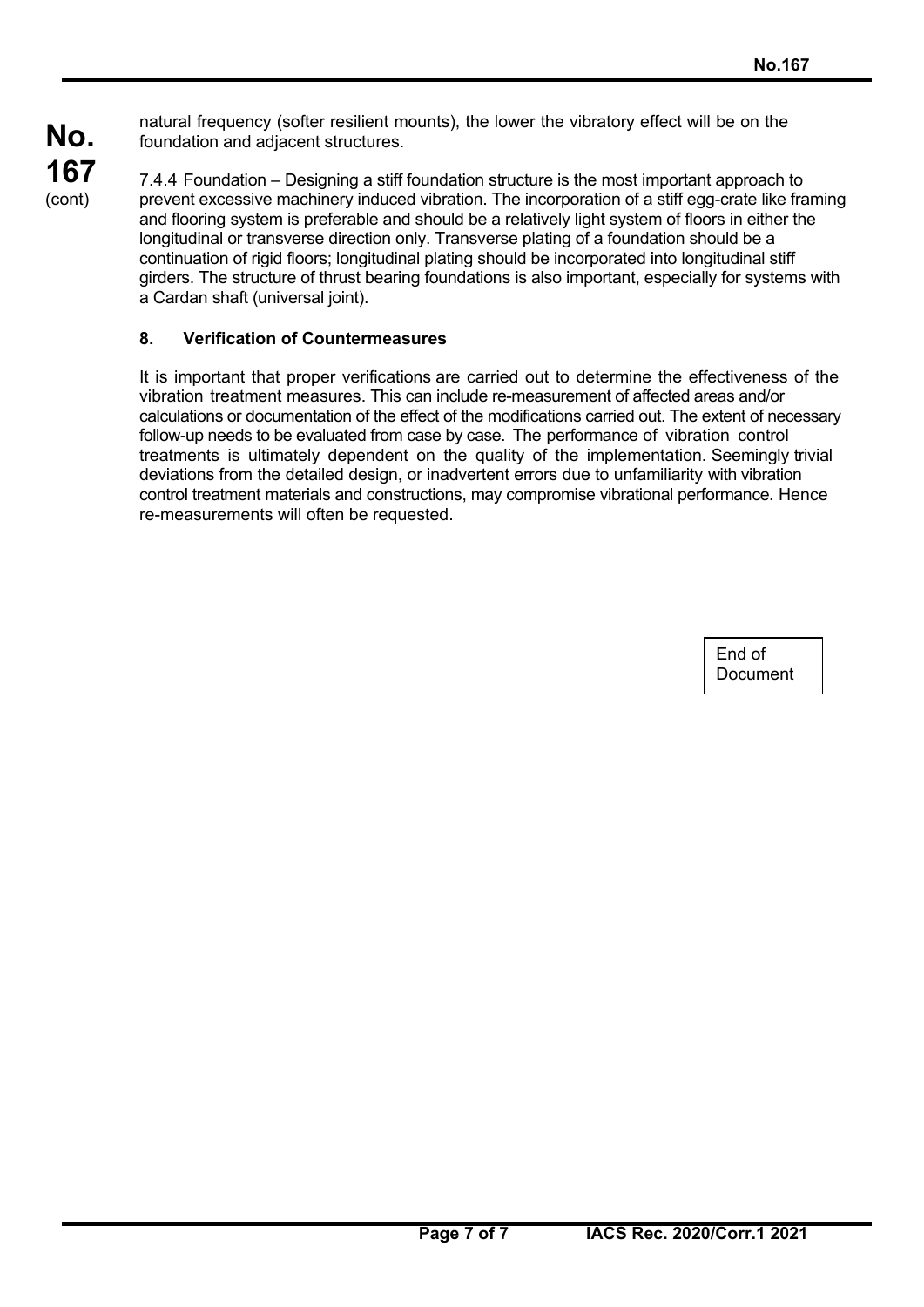natural frequency (softer resilient mounts), the lower the vibratory effect will be on the foundation and adjacent structures.

7.4.4 Foundation – Designing a stiff foundation structure is the most important approach to prevent excessive machinery induced vibration. The incorporation of a stiff egg-crate like framing and flooring system is preferable and should be a relatively light system of floors in either the longitudinal or transverse direction only. Transverse plating of a foundation should be a continuation of rigid floors; longitudinal plating should be incorporated into longitudinal stiff girders. The structure of thrust bearing foundations is also important, especially for systems with a Cardan shaft (universal joint).

## 8. Verification of Countermeasures

It is important that proper verifications are carried out to determine the effectiveness of the vibration treatment measures. This can include re-measurement of affected areas and/or calculations or documentation of the effect of the modifications carried out. The extent of necessary follow-up needs to be evaluated from case by case. The performance of vibration control treatments is ultimately dependent on the quality of the implementation. Seemingly trivial deviations from the detailed design, or inadvertent errors due to unfamiliarity with vibration control treatment materials and constructions, may compromise vibrational performance. Hence re-measurements will often be requested.

End of Document